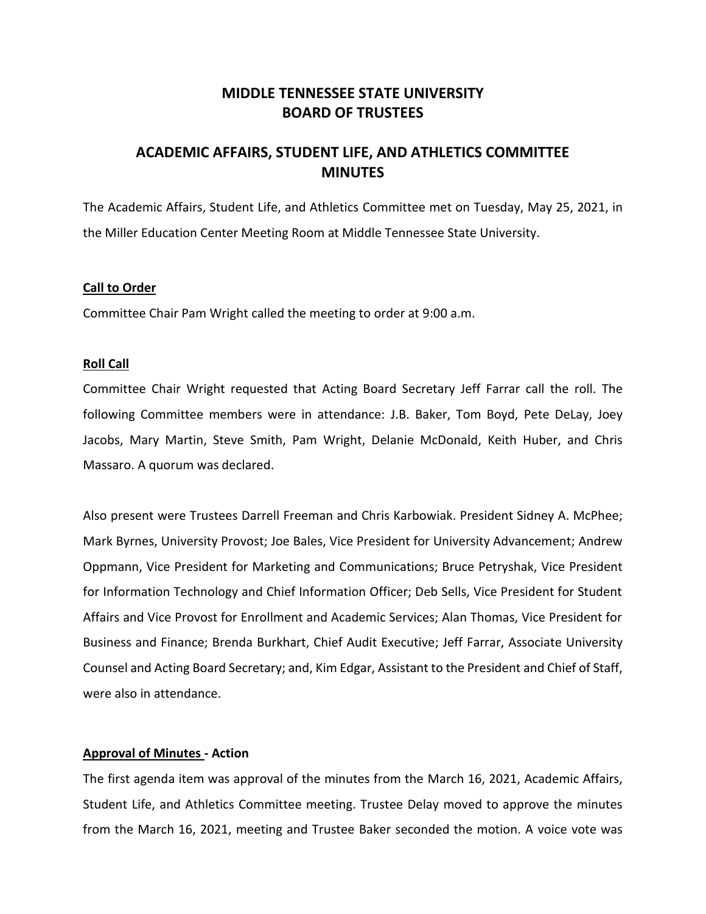# MIDDLE TENNESSEE STATE UNIVERSITY
# BOARD OF TRUSTEES

## ACADEMIC AFFAIRS, STUDENT LIFE, AND ATHLETICS COMMITTEE MINUTES

The Academic Affairs, Student Life, and Athletics Committee met on Tuesday, May 25, 2021, in the Miller Education Center Meeting Room at Middle Tennessee State University.

### Call to Order

Committee Chair Pam Wright called the meeting to order at 9:00 a.m.

### Roll Call

Committee Chair Wright requested that Acting Board Secretary Jeff Farrar call the roll. The following Committee members were in attendance: J.B. Baker, Tom Boyd, Pete DeLay, Joey Jacobs, Mary Martin, Steve Smith, Pam Wright, Delanie McDonald, Keith Huber, and Chris Massaro. A quorum was declared.

Also present were Trustees Darrell Freeman and Chris Karbowiak. President Sidney A. McPhee; Mark Byrnes, University Provost; Joe Bales, Vice President for University Advancement; Andrew Oppmann, Vice President for Marketing and Communications; Bruce Petryshak, Vice President for Information Technology and Chief Information Officer; Deb Sells, Vice President for Student Affairs and Vice Provost for Enrollment and Academic Services; Alan Thomas, Vice President for Business and Finance; Brenda Burkhart, Chief Audit Executive; Jeff Farrar, Associate University Counsel and Acting Board Secretary; and, Kim Edgar, Assistant to the President and Chief of Staff, were also in attendance.

### Approval of Minutes - Action

The first agenda item was approval of the minutes from the March 16, 2021, Academic Affairs, Student Life, and Athletics Committee meeting. Trustee Delay moved to approve the minutes from the March 16, 2021, meeting and Trustee Baker seconded the motion. A voice vote was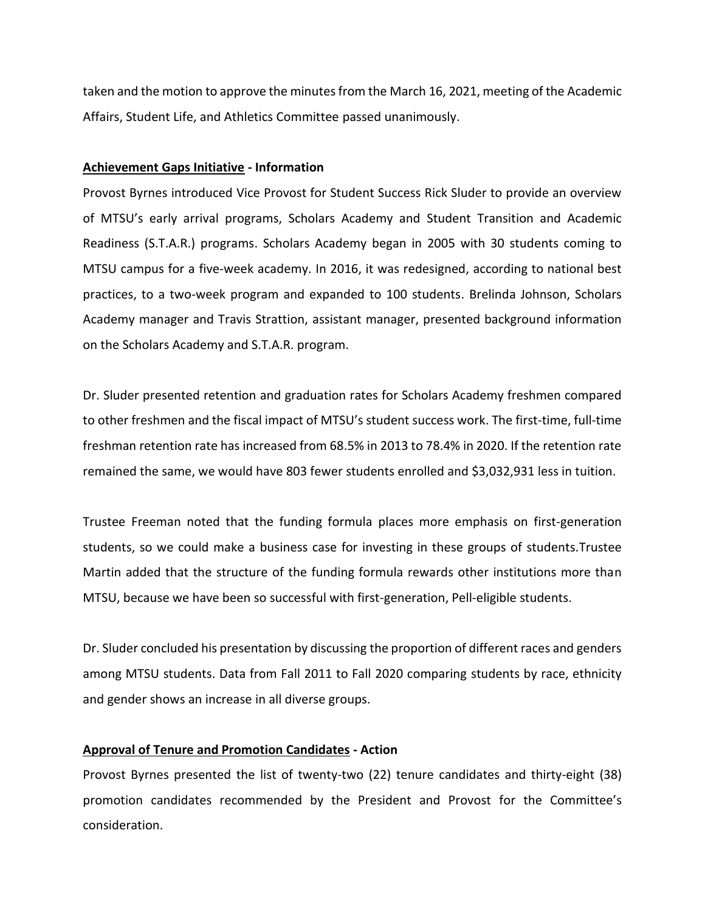taken and the motion to approve the minutes from the March 16, 2021, meeting of the Academic Affairs, Student Life, and Athletics Committee passed unanimously.

**<u>Achievement Gaps Initiative</u> - Information**

Provost Byrnes introduced Vice Provost for Student Success Rick Sluder to provide an overview of MTSU's early arrival programs, Scholars Academy and Student Transition and Academic Readiness (S.T.A.R.) programs. Scholars Academy began in 2005 with 30 students coming to MTSU campus for a five-week academy. In 2016, it was redesigned, according to national best practices, to a two-week program and expanded to 100 students. Brelinda Johnson, Scholars Academy manager and Travis Strattion, assistant manager, presented background information on the Scholars Academy and S.T.A.R. program.

Dr. Sluder presented retention and graduation rates for Scholars Academy freshmen compared to other freshmen and the fiscal impact of MTSU's student success work. The first-time, full-time freshman retention rate has increased from 68.5% in 2013 to 78.4% in 2020. If the retention rate remained the same, we would have 803 fewer students enrolled and $3,032,931 less in tuition.

Trustee Freeman noted that the funding formula places more emphasis on first-generation students, so we could make a business case for investing in these groups of students.Trustee Martin added that the structure of the funding formula rewards other institutions more than MTSU, because we have been so successful with first-generation, Pell-eligible students.

Dr. Sluder concluded his presentation by discussing the proportion of different races and genders among MTSU students. Data from Fall 2011 to Fall 2020 comparing students by race, ethnicity and gender shows an increase in all diverse groups.

**<u>Approval of Tenure and Promotion Candidates</u> - Action**

Provost Byrnes presented the list of twenty-two (22) tenure candidates and thirty-eight (38) promotion candidates recommended by the President and Provost for the Committee's consideration.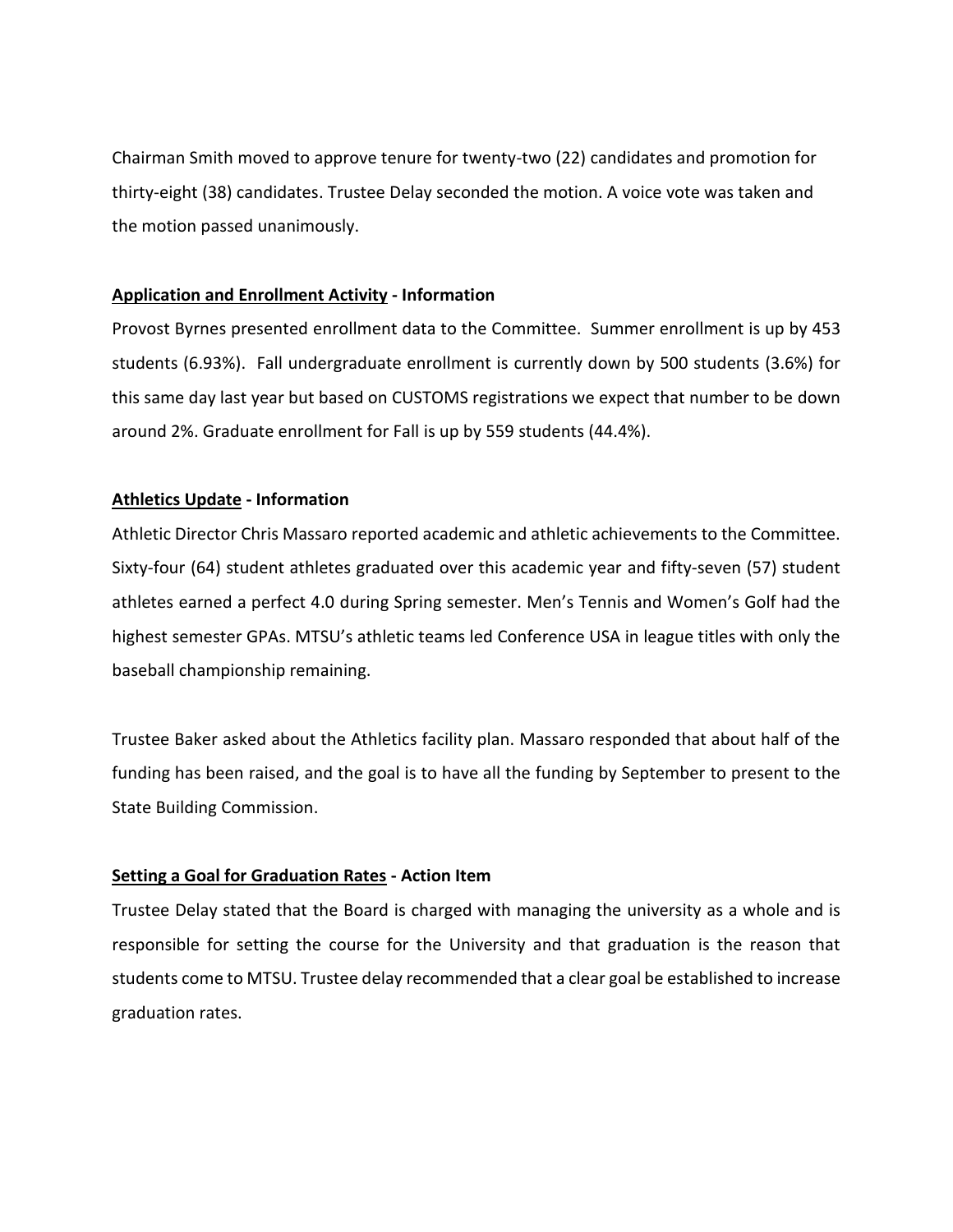Chairman Smith moved to approve tenure for twenty-two (22) candidates and promotion for thirty-eight (38) candidates. Trustee Delay seconded the motion. A voice vote was taken and the motion passed unanimously.

**<u>Application and Enrollment Activity</u> - Information**

Provost Byrnes presented enrollment data to the Committee. Summer enrollment is up by 453 students (6.93%). Fall undergraduate enrollment is currently down by 500 students (3.6%) for this same day last year but based on CUSTOMS registrations we expect that number to be down around 2%. Graduate enrollment for Fall is up by 559 students (44.4%).

**<u>Athletics Update</u> - Information**

Athletic Director Chris Massaro reported academic and athletic achievements to the Committee. Sixty-four (64) student athletes graduated over this academic year and fifty-seven (57) student athletes earned a perfect 4.0 during Spring semester. Men's Tennis and Women's Golf had the highest semester GPAs. MTSU's athletic teams led Conference USA in league titles with only the baseball championship remaining.

Trustee Baker asked about the Athletics facility plan. Massaro responded that about half of the funding has been raised, and the goal is to have all the funding by September to present to the State Building Commission.

**<u>Setting a Goal for Graduation Rates</u> - Action Item**

Trustee Delay stated that the Board is charged with managing the university as a whole and is responsible for setting the course for the University and that graduation is the reason that students come to MTSU. Trustee delay recommended that a clear goal be established to increase graduation rates.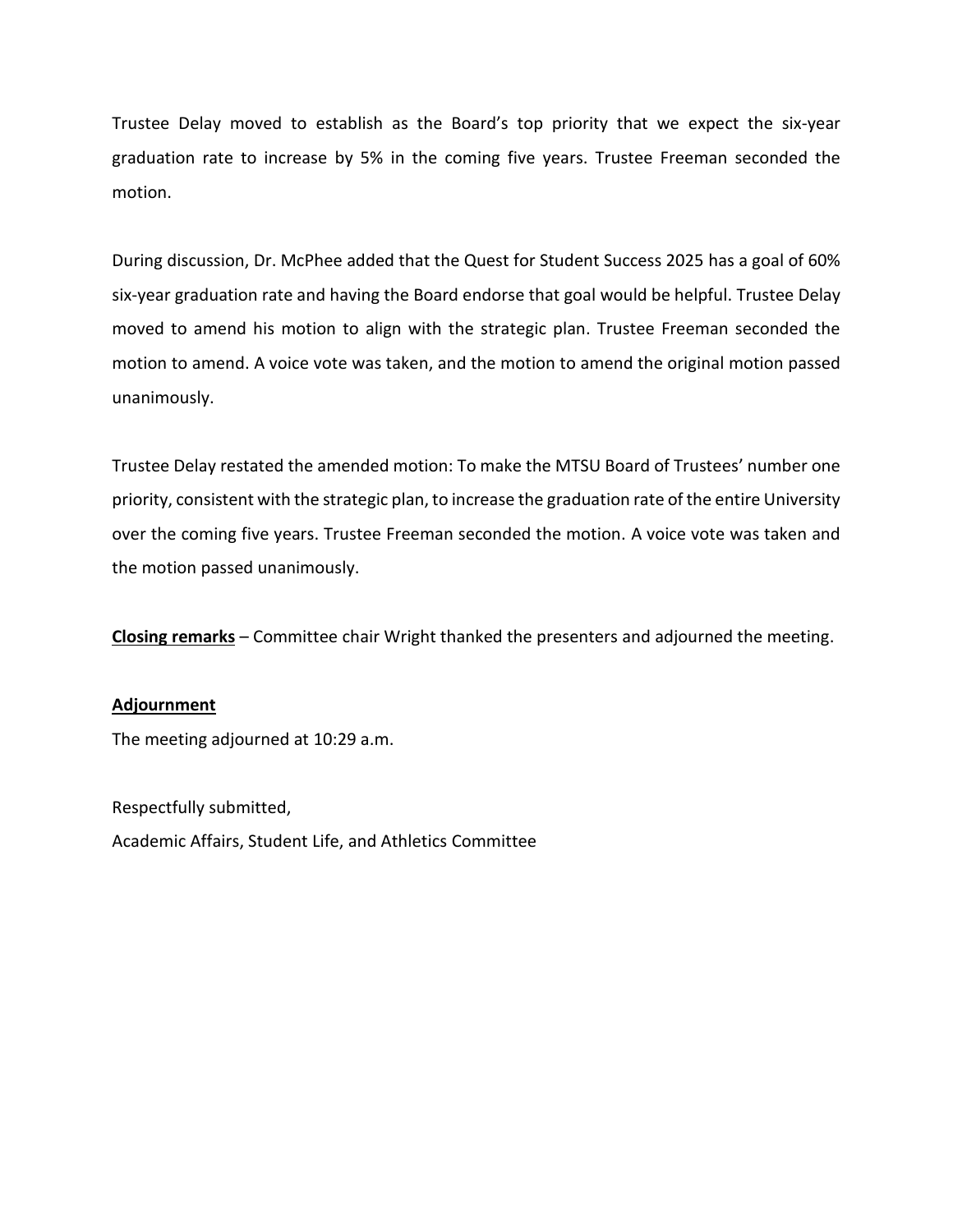Trustee Delay moved to establish as the Board's top priority that we expect the six-year graduation rate to increase by 5% in the coming five years. Trustee Freeman seconded the motion.

During discussion, Dr. McPhee added that the Quest for Student Success 2025 has a goal of 60% six-year graduation rate and having the Board endorse that goal would be helpful. Trustee Delay moved to amend his motion to align with the strategic plan. Trustee Freeman seconded the motion to amend. A voice vote was taken, and the motion to amend the original motion passed unanimously.

Trustee Delay restated the amended motion: To make the MTSU Board of Trustees' number one priority, consistent with the strategic plan, to increase the graduation rate of the entire University over the coming five years. Trustee Freeman seconded the motion. A voice vote was taken and the motion passed unanimously.

**Closing remarks** – Committee chair Wright thanked the presenters and adjourned the meeting.

**Adjournment**

The meeting adjourned at 10:29 a.m.

Respectfully submitted,
Academic Affairs, Student Life, and Athletics Committee